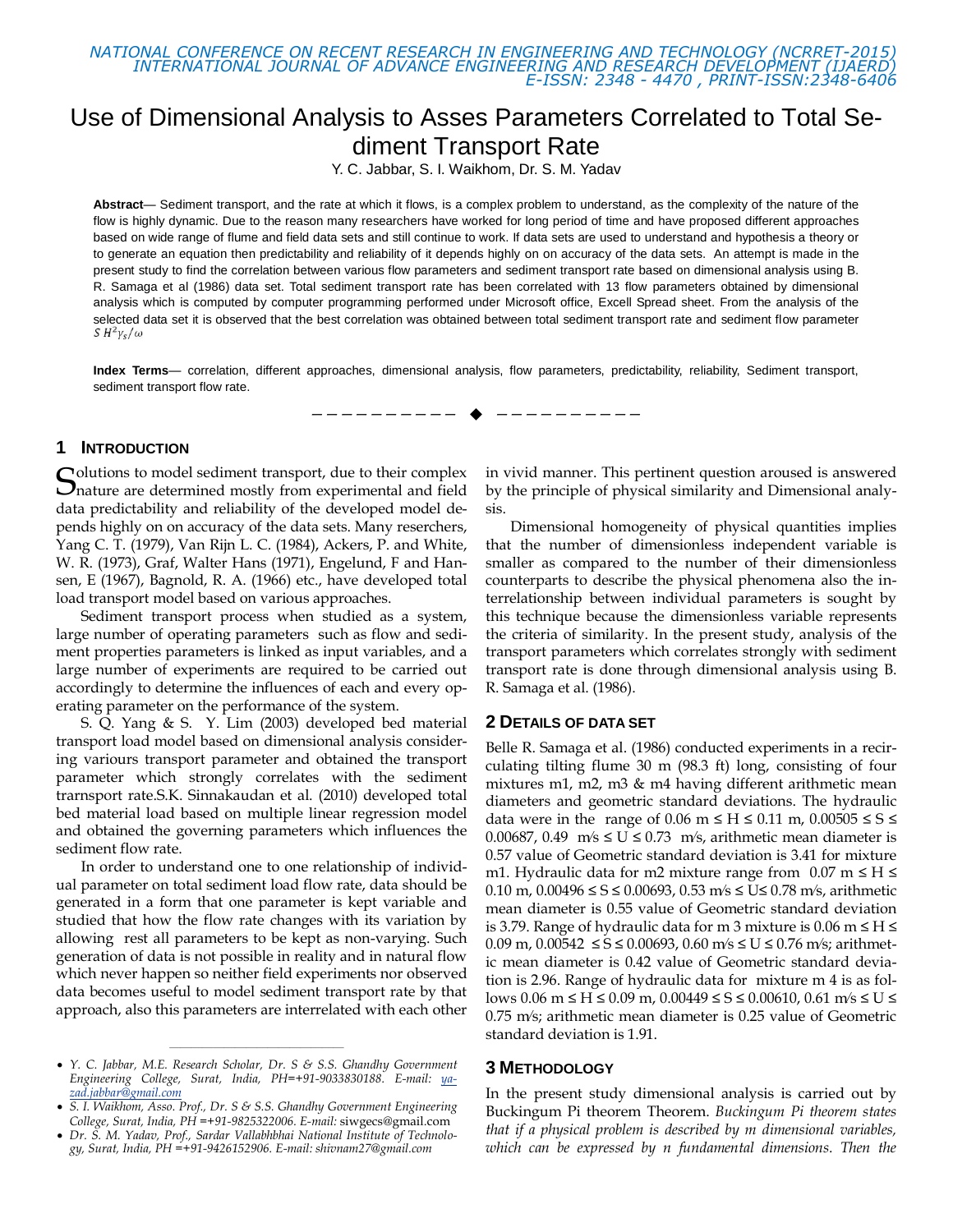# Use of Dimensional Analysis to Asses Parameters Correlated to Total Sediment Transport Rate

Y. C. Jabbar, S. I. Waikhom, Dr. S. M. Yadav

**Abstract**— Sediment transport, and the rate at which it flows, is a complex problem to understand, as the complexity of the nature of the flow is highly dynamic. Due to the reason many researchers have worked for long period of time and have proposed different approaches based on wide range of flume and field data sets and still continue to work. If data sets are used to understand and hypothesis a theory or to generate an equation then predictability and reliability of it depends highly on on accuracy of the data sets. An attempt is made in the present study to find the correlation between various flow parameters and sediment transport rate based on dimensional analysis using B. R. Samaga et al (1986) data set. Total sediment transport rate has been correlated with 13 flow parameters obtained by dimensional analysis which is computed by computer programming performed under Microsoft office, Excell Spread sheet. From the analysis of the selected data set it is observed that the best correlation was obtained between total sediment transport rate and sediment flow parameter $S\,H^2\gamma_s/\omega$

**Index Terms**— correlation, different approaches, dimensional analysis, flow parameters, predictability, reliability, Sediment transport, sediment transport flow rate.

---

## 1 Introduction

Solutions to model sediment transport, due to their complex nature are determined mostly from experimental and field data predictability and reliability of the developed model depends highly on on accuracy of the data sets. Many reserchers, Yang C. T. (1979), Van Rijn L. C. (1984), Ackers, P. and White, W. R. (1973), Graf, Walter Hans (1971), Engelund, F and Hansen, E (1967), Bagnold, R. A. (1966) etc., have developed total load transport model based on various approaches.

Sediment transport process when studied as a system, large number of operating parameters such as flow and sediment properties parameters is linked as input variables, and a large number of experiments are required to be carried out accordingly to determine the influences of each and every operating parameter on the performance of the system.

S. Q. Yang & S. Y. Lim (2003) developed bed material transport load model based on dimensional analysis considering variours transport parameter and obtained the transport parameter which strongly correlates with the sediment trarnsport rate.S.K. Sinnakaudan et al. (2010) developed total bed material load based on multiple linear regression model and obtained the governing parameters which influences the sediment flow rate.

In order to understand one to one relationship of individual parameter on total sediment load flow rate, data should be generated in a form that one parameter is kept variable and studied that how the flow rate changes with its variation by allowing rest all parameters to be kept as non-varying. Such generation of data is not possible in reality and in natural flow which never happen so neither field experiments nor observed data becomes useful to model sediment transport rate by that approach, also this parameters are interrelated with each other in vivid manner. This pertinent question aroused is answered by the principle of physical similarity and Dimensional analysis.

Dimensional homogeneity of physical quantities implies that the number of dimensionless independent variable is smaller as compared to the number of their dimensionless counterparts to describe the physical phenomena also the interrelationship between individual parameters is sought by this technique because the dimensionless variable represents the criteria of similarity. In the present study, analysis of the transport parameters which correlates strongly with sediment transport rate is done through dimensional analysis using B. R. Samaga et al. (1986).

## 2 Details of Data Set

Belle R. Samaga et al. (1986) conducted experiments in a recirculating tilting flume 30 m (98.3 ft) long, consisting of four mixtures m1, m2, m3 & m4 having different arithmetic mean diameters and geometric standard deviations. The hydraulic data were in the range of 0.06 m ≤ H ≤ 0.11 m, 0.00505 ≤ S ≤ 0.00687, 0.49 m/s ≤ U ≤ 0.73 m/s, arithmetic mean diameter is 0.57 value of Geometric standard deviation is 3.41 for mixture m1. Hydraulic data for m2 mixture range from 0.07 m ≤ H ≤ 0.10 m, 0.00496 ≤ S ≤ 0.00693, 0.53 m/s ≤ U≤ 0.78 m/s, arithmetic mean diameter is 0.55 value of Geometric standard deviation is 3.79. Range of hydraulic data for m 3 mixture is 0.06 m ≤ H ≤ 0.09 m, 0.00542 ≤ S ≤ 0.00693, 0.60 m/s ≤ U ≤ 0.76 m/s; arithmetic mean diameter is 0.42 value of Geometric standard deviation is 2.96. Range of hydraulic data for mixture m 4 is as follows 0.06 m ≤ H ≤ 0.09 m, 0.00449 ≤ S ≤ 0.00610, 0.61 m/s ≤ U ≤ 0.75 m/s; arithmetic mean diameter is 0.25 value of Geometric standard deviation is 1.91.

## 3 Methodology

In the present study dimensional analysis is carried out by Buckingum Pi theorem Theorem. *Buckingum Pi theorem states that if a physical problem is described by m dimensional variables, which can be expressed by n fundamental dimensions. Then the*

---

- *Y. C. Jabbar, M.E. Research Scholar, Dr. S & S.S. Ghandhy Government Engineering College, Surat, India, PH=+91-9033830188. E-mail: yazad.jabbar@gmail.com*
- *S. I. Waikhom, Asso. Prof., Dr. S & S.S. Ghandhy Government Engineering College, Surat, India, PH =+91-9825322006. E-mail:* siwgecs@gmail.com
- *Dr. S. M. Yadav, Prof., Sardar Vallabhbhai National Institute of Technology, Surat, India, PH =+91-9426152906. E-mail: shivnam27@gmail.com*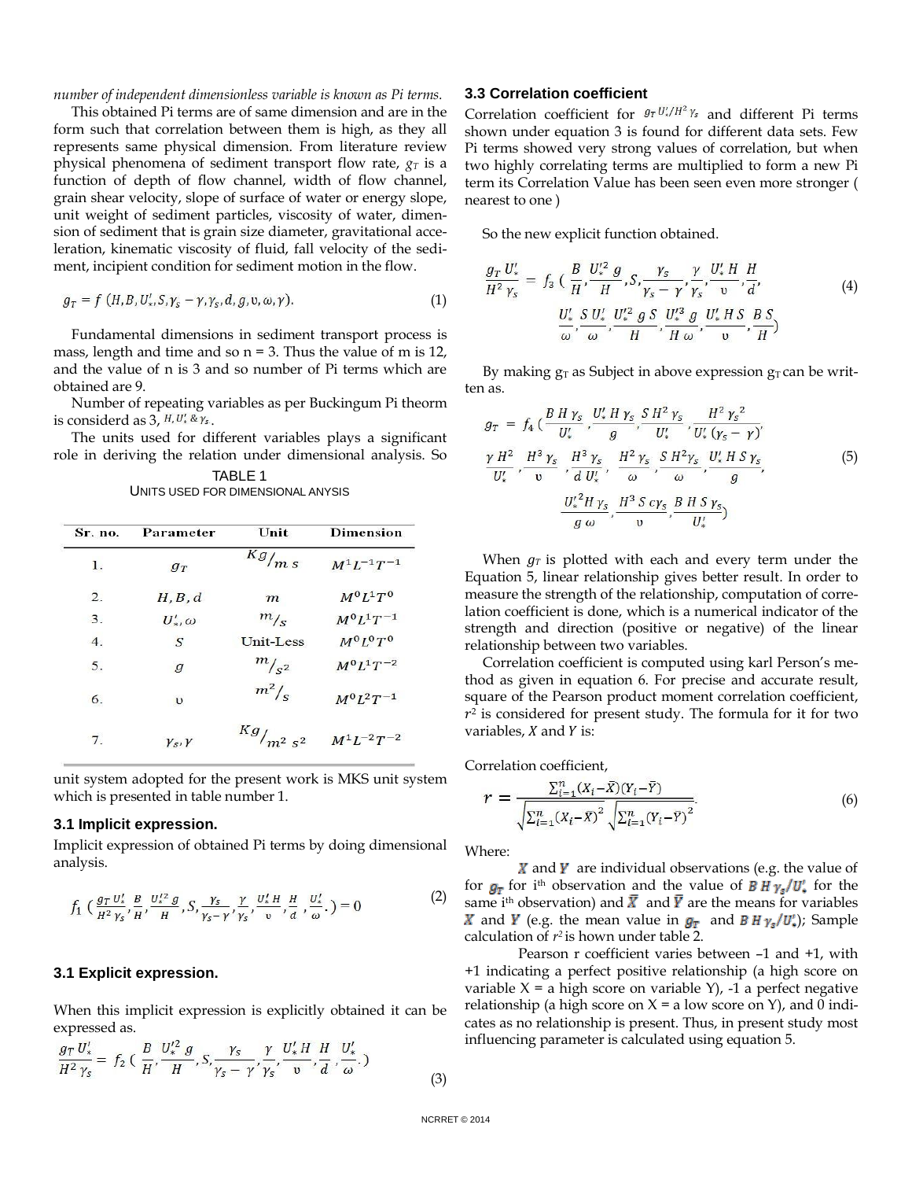*number of independent dimensionless variable is known as Pi terms.*

This obtained Pi terms are of same dimension and are in the form such that correlation between them is high, as they all represents same physical dimension. From literature review physical phenomena of sediment transport flow rate, $g_T$ is a function of depth of flow channel, width of flow channel, grain shear velocity, slope of surface of water or energy slope, unit weight of sediment particles, viscosity of water, dimension of sediment that is grain size diameter, gravitational acceleration, kinematic viscosity of fluid, fall velocity of the sediment, incipient condition for sediment motion in the flow.

$$g_T = f\,(H, B, U'_*, S, \gamma_s - \gamma, \gamma_s, d, g, \upsilon, \omega, \gamma). \tag{1}$$

Fundamental dimensions in sediment transport process is mass, length and time and so n = 3. Thus the value of m is 12, and the value of n is 3 and so number of Pi terms which are obtained are 9.

Number of repeating variables as per Buckingum Pi theorm is considerd as 3, $H, U'_* \,\&\, \gamma_s$.

The units used for different variables plays a significant role in deriving the relation under dimensional analysis. So unit system adopted for the present work is MKS unit system which is presented in table number 1.

TABLE 1
UNITS USED FOR DIMENSIONAL ANYSIS

| Sr. no. | Parameter | Unit | Dimension |
|---|---|---|---|
| 1. | $g_T$ | $Kg/m\,s$ | $M^1L^{-1}T^{-1}$ |
| 2. | $H, B, d$ | $m$ | $M^0L^1T^0$ |
| 3. | $U'_*, \omega$ | $m/s$ | $M^0L^1T^{-1}$ |
| 4. | $S$ | Unit-Less | $M^0L^0T^0$ |
| 5. | $g$ | $m/s^2$ | $M^0L^1T^{-2}$ |
| 6. | $\upsilon$ | $m^2/s$ | $M^0L^2T^{-1}$ |
| 7. | $\gamma_s, \gamma$ | $Kg/m^2\,s^2$ | $M^1L^{-2}T^{-2}$ |

### 3.1 Implicit expression.

Implicit expression of obtained Pi terms by doing dimensional analysis.

$$f_1\left(\frac{g_T U'_*}{H^2 \gamma_s}, \frac{B}{H}, \frac{U'^2_* g}{H}, S, \frac{\gamma_s}{\gamma_s - \gamma}, \frac{\gamma}{\gamma_s}, \frac{U'_* H}{\upsilon}, \frac{H}{d}, \frac{U'_*}{\omega}.\right) = 0 \tag{2}$$

### 3.1 Explicit expression.

When this implicit expression is explicitly obtained it can be expressed as.

$$\frac{g_T U'_*}{H^2 \gamma_s} = f_2\left(\frac{B}{H}, \frac{U'^2_* g}{H}, S, \frac{\gamma_s}{\gamma_s - \gamma}, \frac{\gamma}{\gamma_s}, \frac{U'_* H}{\upsilon}, \frac{H}{d}, \frac{U'_*}{\omega}.\right) \tag{3}$$

### 3.3 Correlation coefficient

Correlation coefficient for $g_T U'_*/H^2 \gamma_s$ and different Pi terms shown under equation 3 is found for different data sets. Few Pi terms showed very strong values of correlation, but when two highly correlating terms are multiplied to form a new Pi term its Correlation Value has been seen even more stronger ( nearest to one )

So the new explicit function obtained.

$$\frac{g_T U'_*}{H^2 \gamma_s} = f_3\left(\frac{B}{H}, \frac{U'^2_* g}{H}, S, \frac{\gamma_s}{\gamma_s - \gamma}, \frac{\gamma}{\gamma_s}, \frac{U'_* H}{\upsilon}, \frac{H}{d}, \frac{U'_*}{\omega}, \frac{S\,U'_*}{\omega}, \frac{U'^2_* g\,S}{H}, \frac{U'^3_* g}{H\,\omega}, \frac{U'_* H\,S}{\upsilon}, \frac{B\,S}{H}\right) \tag{4}$$

By making $g_T$ as Subject in above expression $g_T$ can be written as.

$$g_T = f_4\left(\frac{B\,H\,\gamma_s}{U'_*}, \frac{U'_* H\,\gamma_s}{g}, \frac{S\,H^2\,\gamma_s}{U'_*}, \frac{H^2\,\gamma_s{}^2}{U'_*(\gamma_s - \gamma)}, \frac{\gamma\,H^2}{U'_*}, \frac{H^3\,\gamma_s}{\upsilon}, \frac{H^3\,\gamma_s}{d\,U'_*}, \frac{H^2\,\gamma_s}{\omega}, \frac{S\,H^2\gamma_s}{\omega}, \frac{U'_* H\,S\,\gamma_s}{g}, \frac{U'^2_* H\,\gamma_s}{g\,\omega}, \frac{H^3\,S\,c\gamma_s}{\upsilon}, \frac{B\,H\,S\,\gamma_s}{U'_*}\right) \tag{5}$$

When $g_T$ is plotted with each and every term under the Equation 5, linear relationship gives better result. In order to measure the strength of the relationship, computation of correlation coefficient is done, which is a numerical indicator of the strength and direction (positive or negative) of the linear relationship between two variables.

Correlation coefficient is computed using karl Person's method as given in equation 6. For precise and accurate result, square of the Pearson product moment correlation coefficient, $r^2$ is considered for present study. The formula for it for two variables, $X$ and $Y$ is:

Correlation coefficient,

$$r = \frac{\sum_{i=1}^{n}(X_i - \bar{X})(Y_i - \bar{Y})}{\sqrt{\sum_{i=1}^{n}(X_i - \bar{X})^2}\sqrt{\sum_{i=1}^{n}(Y_i - \bar{Y})^2}}. \tag{6}$$

Where:

$X$ and $Y$ are individual observations (e.g. the value of for $g_T$ for i[th] observation and the value of $B\,H\,\gamma_s/U'_*$ for the same i[th] observation) and $\bar{X}$ and $\bar{Y}$ are the means for variables $X$ and $Y$ (e.g. the mean value in $g_T$ and $B\,H\,\gamma_s/U'_*$); Sample calculation of $r^2$ is hown under table 2.

Pearson r coefficient varies between –1 and +1, with +1 indicating a perfect positive relationship (a high score on variable X = a high score on variable Y), -1 a perfect negative relationship (a high score on X = a low score on Y), and 0 indicates as no relationship is present. Thus, in present study most influencing parameter is calculated using equation 5.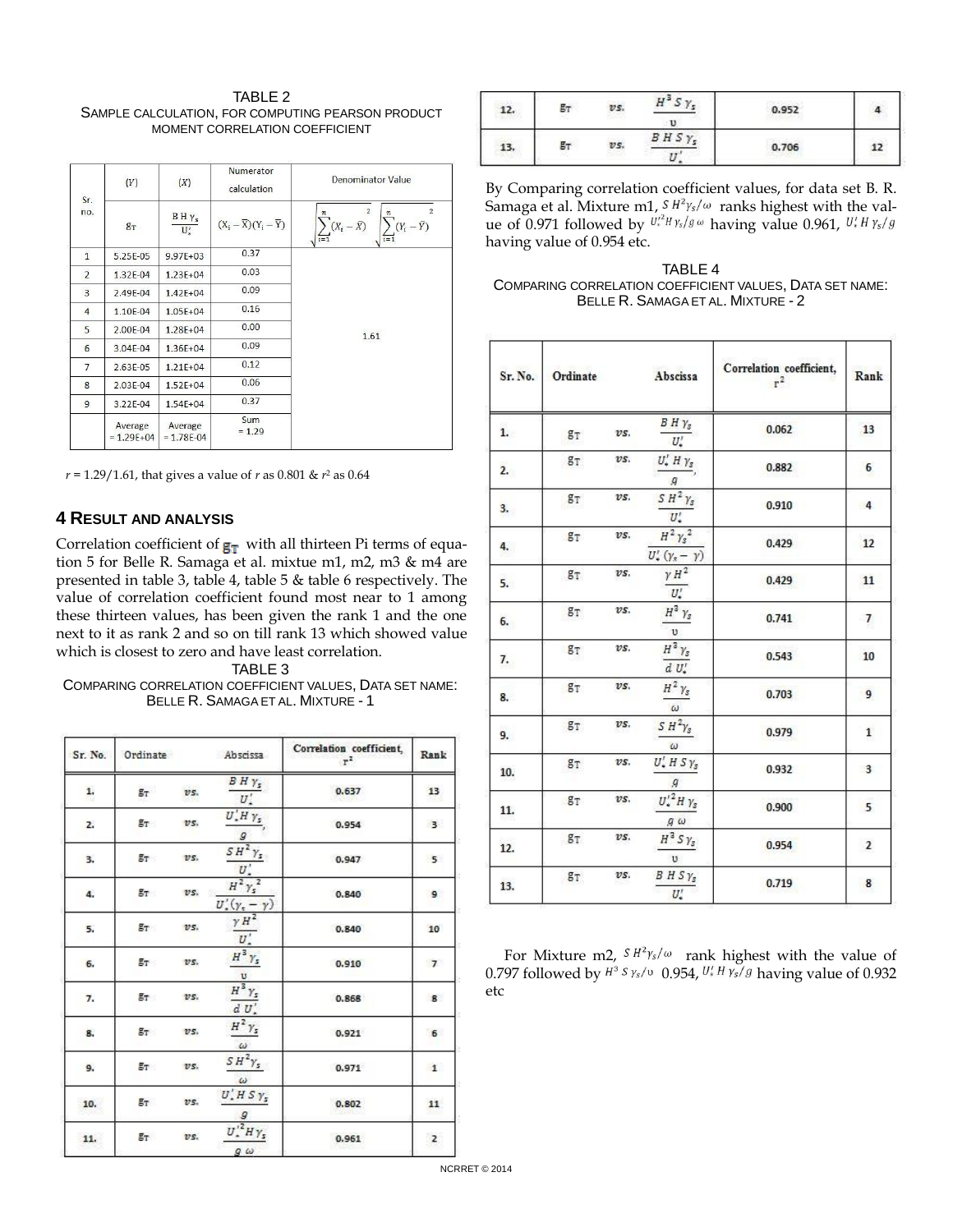TABLE 2

SAMPLE CALCULATION, FOR COMPUTING PEARSON PRODUCT MOMENT CORRELATION COEFFICIENT

| Sr. no. | $(Y)$ | $(X)$ | Numerator calculation | Denominator Value |
|---|---|---|---|---|
| | $g_T$ | $\frac{B\,H\,\gamma_s}{U_*'}$ | $(X_i - \overline{X})(Y_i - \overline{Y})$ | $\sqrt{\sum_{i=1}^{n}(X_i - \bar{X})^2}\ \sqrt{\sum_{i=1}^{n}(Y_i - \bar{Y})^2}$ |
| 1 | 5.25E-05 | 9.97E+03 | 0.37 | 1.61 |
| 2 | 1.32E-04 | 1.23E+04 | 0.03 | |
| 3 | 2.49E-04 | 1.42E+04 | 0.09 | |
| 4 | 1.10E-04 | 1.05E+04 | 0.16 | |
| 5 | 2.00E-04 | 1.28E+04 | 0.00 | |
| 6 | 3.04E-04 | 1.36E+04 | 0.09 | |
| 7 | 2.63E-05 | 1.21E+04 | 0.12 | |
| 8 | 2.03E-04 | 1.52E+04 | 0.06 | |
| 9 | 3.22E-04 | 1.54E+04 | 0.37 | |
| | Average = 1.29E+04 | Average = 1.78E-04 | Sum = 1.29 | |

$r$ = 1.29/1.61, that gives a value of $r$ as 0.801 & $r^2$ as 0.64

## 4 RESULT AND ANALYSIS

Correlation coefficient of $g_T$ with all thirteen Pi terms of equation 5 for Belle R. Samaga et al. mixtue m1, m2, m3 & m4 are presented in table 3, table 4, table 5 & table 6 respectively. The value of correlation coefficient found most near to 1 among these thirteen values, has been given the rank 1 and the one next to it as rank 2 and so on till rank 13 which showed value which is closest to zero and have least correlation.

TABLE 3

COMPARING CORRELATION COEFFICIENT VALUES, DATA SET NAME: BELLE R. SAMAGA ET AL. MIXTURE - 1

| Sr. No. | Ordinate | | Abscissa | Correlation coefficient, $r^2$ | Rank |
|---|---|---|---|---|---|
| 1. | $g_T$ | vs. | $\frac{B\,H\,\gamma_s}{U_*'}$ | 0.637 | 13 |
| 2. | $g_T$ | vs. | $\frac{U_*'\,H\,\gamma_s}{g}$ | 0.954 | 3 |
| 3. | $g_T$ | vs. | $\frac{S\,H^2\,\gamma_s}{U_*'}$ | 0.947 | 5 |
| 4. | $g_T$ | vs. | $\frac{H^2\,\gamma_s^{\,2}}{U_*'(\gamma_s - \gamma)}$ | 0.840 | 9 |
| 5. | $g_T$ | vs. | $\frac{\gamma\,H^2}{U_*'}$ | 0.840 | 10 |
| 6. | $g_T$ | vs. | $\frac{H^3\,\gamma_s}{\upsilon}$ | 0.910 | 7 |
| 7. | $g_T$ | vs. | $\frac{H^3\,\gamma_s}{d\,U_*'}$ | 0.868 | 8 |
| 8. | $g_T$ | vs. | $\frac{H^2\,\gamma_s}{\omega}$ | 0.921 | 6 |
| 9. | $g_T$ | vs. | $\frac{S\,H^2\gamma_s}{\omega}$ | 0.971 | 1 |
| 10. | $g_T$ | vs. | $\frac{U_*'\,H\,S\,\gamma_s}{g}$ | 0.802 | 11 |
| 11. | $g_T$ | vs. | $\frac{U_*'^2 H\,\gamma_s}{g\,\omega}$ | 0.961 | 2 |
| 12. | $g_T$ | vs. | $\frac{H^3\,S\,\gamma_s}{\upsilon}$ | 0.952 | 4 |
| 13. | $g_T$ | vs. | $\frac{B\,H\,S\,\gamma_s}{U_*'}$ | 0.706 | 12 |

By Comparing correlation coefficient values, for data set B. R. Samaga et al. Mixture m1, $S\,H^2\gamma_s/\omega$ ranks highest with the value of 0.971 followed by $U_*'^2 H\,\gamma_s/g\,\omega$ having value 0.961, $U_*'\,H\,\gamma_s/g$ having value of 0.954 etc.

TABLE 4

COMPARING CORRELATION COEFFICIENT VALUES, DATA SET NAME: BELLE R. SAMAGA ET AL. MIXTURE - 2

| Sr. No. | Ordinate | | Abscissa | Correlation coefficient, $r^2$ | Rank |
|---|---|---|---|---|---|
| 1. | $g_T$ | vs. | $\frac{B\,H\,\gamma_s}{U_*'}$ | 0.062 | 13 |
| 2. | $g_T$ | vs. | $\frac{U_*'\,H\,\gamma_s}{g}$ | 0.882 | 6 |
| 3. | $g_T$ | vs. | $\frac{S\,H^2\,\gamma_s}{U_*'}$ | 0.910 | 4 |
| 4. | $g_T$ | vs. | $\frac{H^2\,\gamma_s^{\,2}}{U_*'(\gamma_s - \gamma)}$ | 0.429 | 12 |
| 5. | $g_T$ | vs. | $\frac{\gamma\,H^2}{U_*'}$ | 0.429 | 11 |
| 6. | $g_T$ | vs. | $\frac{H^3\,\gamma_s}{\upsilon}$ | 0.741 | 7 |
| 7. | $g_T$ | vs. | $\frac{H^3\,\gamma_s}{d\,U_*'}$ | 0.543 | 10 |
| 8. | $g_T$ | vs. | $\frac{H^2\,\gamma_s}{\omega}$ | 0.703 | 9 |
| 9. | $g_T$ | vs. | $\frac{S\,H^2\gamma_s}{\omega}$ | 0.979 | 1 |
| 10. | $g_T$ | vs. | $\frac{U_*'\,H\,S\,\gamma_s}{g}$ | 0.932 | 3 |
| 11. | $g_T$ | vs. | $\frac{U_*'^2 H\,\gamma_s}{g\,\omega}$ | 0.900 | 5 |
| 12. | $g_T$ | vs. | $\frac{H^3\,S\,\gamma_s}{\upsilon}$ | 0.954 | 2 |
| 13. | $g_T$ | vs. | $\frac{B\,H\,S\,\gamma_s}{U_*'}$ | 0.719 | 8 |

For Mixture m2, $S\,H^2\gamma_s/\omega$ rank highest with the value of 0.797 followed by $H^3\,S\,\gamma_s/\upsilon$ 0.954, $U_*'\,H\,\gamma_s/g$ having value of 0.932 etc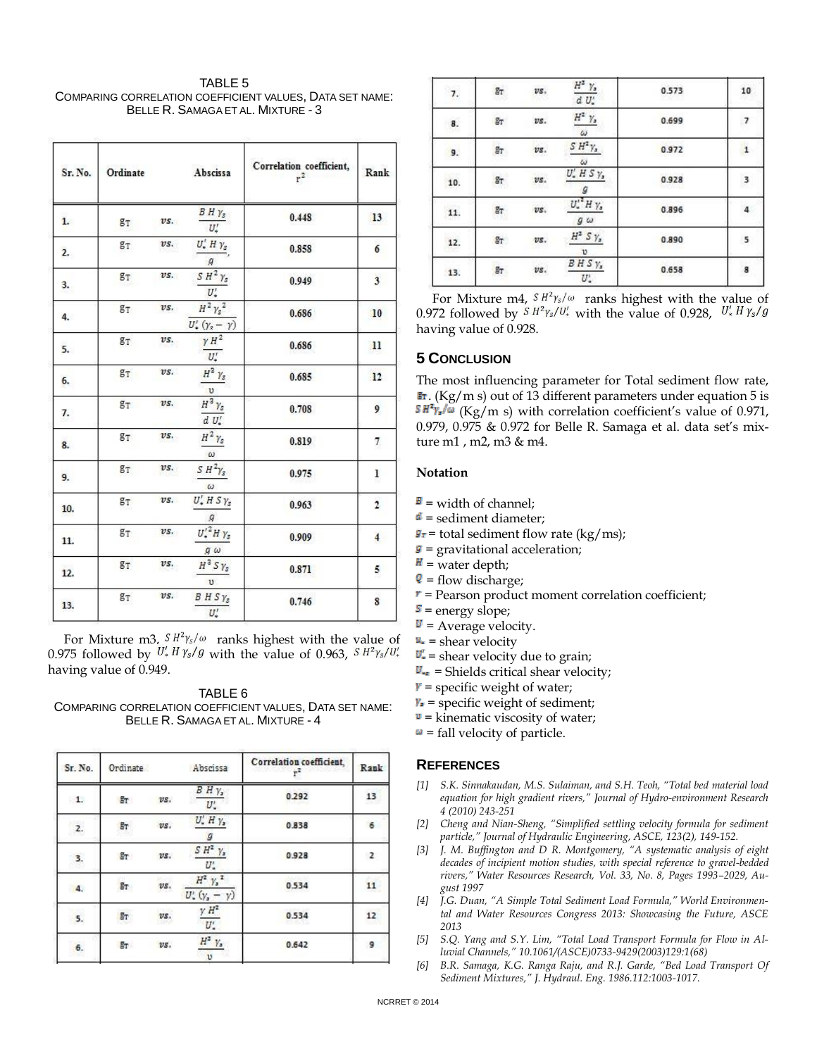TABLE 5
COMPARING CORRELATION COEFFICIENT VALUES, DATA SET NAME: BELLE R. SAMAGA ET AL. MIXTURE - 3

| Sr. No. | Ordinate | | Abscissa | Correlation coefficient, $r^2$ | Rank |
|---|---|---|---|---|---|
| 1. | $g_T$ | vs. | $\frac{B\,H\,\gamma_s}{U_*'}$ | 0.448 | 13 |
| 2. | $g_T$ | vs. | $\frac{U_*'\,H\,\gamma_s}{g}$ | 0.858 | 6 |
| 3. | $g_T$ | vs. | $\frac{S\,H^2\,\gamma_s}{U_*'}$ | 0.949 | 3 |
| 4. | $g_T$ | vs. | $\frac{H^2\,\gamma_s^2}{U_*'\,(\gamma_s-\gamma)}$ | 0.686 | 10 |
| 5. | $g_T$ | vs. | $\frac{\gamma\,H^2}{U_*'}$ | 0.686 | 11 |
| 6. | $g_T$ | vs. | $\frac{H^3\,\gamma_s}{\upsilon}$ | 0.685 | 12 |
| 7. | $g_T$ | vs. | $\frac{H^3\,\gamma_s}{d\,U_*'}$ | 0.708 | 9 |
| 8. | $g_T$ | vs. | $\frac{H^2\,\gamma_s}{\omega}$ | 0.819 | 7 |
| 9. | $g_T$ | vs. | $\frac{S\,H^2\gamma_s}{\omega}$ | 0.975 | 1 |
| 10. | $g_T$ | vs. | $\frac{U_*'\,H\,S\,\gamma_s}{g}$ | 0.963 | 2 |
| 11. | $g_T$ | vs. | $\frac{U_*'^2\,H\,\gamma_s}{g\,\omega}$ | 0.909 | 4 |
| 12. | $g_T$ | vs. | $\frac{H^3\,S\,\gamma_s}{\upsilon}$ | 0.871 | 5 |
| 13. | $g_T$ | vs. | $\frac{B\,H\,S\,\gamma_s}{U_*'}$ | 0.746 | 8 |

For Mixture m3, $S\,H^2\gamma_s/\omega$ ranks highest with the value of 0.975 followed by $U_*'\,H\,\gamma_s/g$ with the value of 0.963, $S\,H^2\gamma_s/U_*'$ having value of 0.949.

TABLE 6
COMPARING CORRELATION COEFFICIENT VALUES, DATA SET NAME: BELLE R. SAMAGA ET AL. MIXTURE - 4

| Sr. No. | Ordinate | | Abscissa | Correlation coefficient, $r^2$ | Rank |
|---|---|---|---|---|---|
| 1. | $g_T$ | vs. | $\frac{B\,H\,\gamma_s}{U_*'}$ | 0.292 | 13 |
| 2. | $g_T$ | vs. | $\frac{U_*'\,H\,\gamma_s}{g}$ | 0.838 | 6 |
| 3. | $g_T$ | vs. | $\frac{S\,H^2\,\gamma_s}{U_*'}$ | 0.928 | 2 |
| 4. | $g_T$ | vs. | $\frac{H^2\,\gamma_s^2}{U_*'\,(\gamma_s-\gamma)}$ | 0.534 | 11 |
| 5. | $g_T$ | vs. | $\frac{\gamma\,H^2}{U_*'}$ | 0.534 | 12 |
| 6. | $g_T$ | vs. | $\frac{H^2\,\gamma_s}{\upsilon}$ | 0.642 | 9 |
| 7. | $g_T$ | vs. | $\frac{H^2\,\gamma_s}{d\,U_*'}$ | 0.573 | 10 |
| 8. | $g_T$ | vs. | $\frac{H^2\,\gamma_s}{\omega}$ | 0.699 | 7 |
| 9. | $g_T$ | vs. | $\frac{S\,H^2\gamma_s}{\omega}$ | 0.972 | 1 |
| 10. | $g_T$ | vs. | $\frac{U_*'\,H\,S\,\gamma_s}{g}$ | 0.928 | 3 |
| 11. | $g_T$ | vs. | $\frac{U_*'^2\,H\,\gamma_s}{g\,\omega}$ | 0.896 | 4 |
| 12. | $g_T$ | vs. | $\frac{H^2\,S\,\gamma_s}{\upsilon}$ | 0.890 | 5 |
| 13. | $g_T$ | vs. | $\frac{B\,H\,S\,\gamma_s}{U_*'}$ | 0.658 | 8 |

For Mixture m4, $S\,H^2\gamma_s/\omega$ ranks highest with the value of 0.972 followed by $S\,H^2\gamma_s/U_*'$ with the value of 0.928, $U_*'\,H\,\gamma_s/g$ having value of 0.928.

## 5 CONCLUSION

The most influencing parameter for Total sediment flow rate, $g_T$. (Kg/m s) out of 13 different parameters under equation 5 is $S\,H^2\gamma_s/\omega$ (Kg/m s) with correlation coefficient's value of 0.971, 0.979, 0.975 & 0.972 for Belle R. Samaga et al. data set's mixture m1 , m2, m3 & m4.

### Notation

$B$ = width of channel;
$d$ = sediment diameter;
$g_T$ = total sediment flow rate (kg/ms);
$g$ = gravitational acceleration;
$H$ = water depth;
$Q$ = flow discharge;
$r$ = Pearson product moment correlation coefficient;
$S$ = energy slope;
$U$ = Average velocity.
$u_*$ = shear velocity
$U_*'$ = shear velocity due to grain;
$U_{*c}$ = Shields critical shear velocity;
$\gamma$ = specific weight of water;
$\gamma_s$ = specific weight of sediment;
$\upsilon$ = kinematic viscosity of water;
$\omega$ = fall velocity of particle.

## REFERENCES

[1] S.K. Sinnakaudan, M.S. Sulaiman, and S.H. Teoh, "Total bed material load equation for high gradient rivers," Journal of Hydro-environment Research 4 (2010) 243-251

[2] Cheng and Nian-Sheng, "Simplified settling velocity formula for sediment particle," Journal of Hydraulic Engineering, ASCE, 123(2), 149-152.

[3] J. M. Buffington and D R. Montgomery, "A systematic analysis of eight decades of incipient motion studies, with special reference to gravel-bedded rivers," Water Resources Research, Vol. 33, No. 8, Pages 1993–2029, August 1997

[4] J.G. Duan, "A Simple Total Sediment Load Formula," World Environmental and Water Resources Congress 2013: Showcasing the Future, ASCE 2013

[5] S.Q. Yang and S.Y. Lim, "Total Load Transport Formula for Flow in Alluvial Channels," 10.1061/(ASCE)0733-9429(2003)129:1(68)

[6] B.R. Samaga, K.G. Ranga Raju, and R.J. Garde, "Bed Load Transport Of Sediment Mixtures," J. Hydraul. Eng. 1986.112:1003-1017.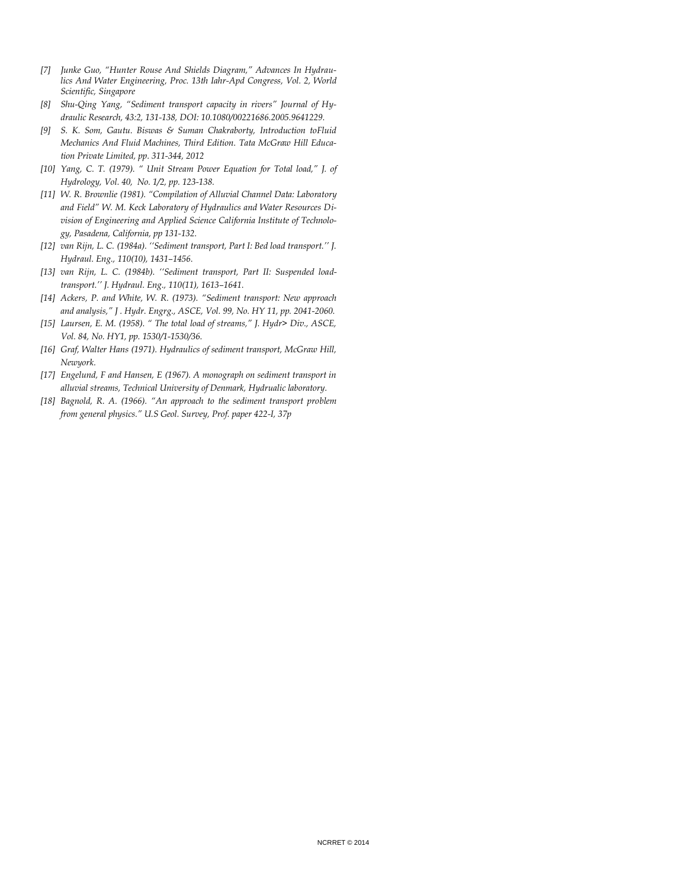[7] Junke Guo, "Hunter Rouse And Shields Diagram," Advances In Hydraulics And Water Engineering, Proc. 13th Iahr-Apd Congress, Vol. 2, World Scientific, Singapore

[8] Shu-Qing Yang, "Sediment transport capacity in rivers" Journal of Hydraulic Research, 43:2, 131-138, DOI: 10.1080/00221686.2005.9641229.

[9] S. K. Som, Gautu. Biswas & Suman Chakraborty, Introduction toFluid Mechanics And Fluid Machines, Third Edition. Tata McGraw Hill Education Private Limited, pp. 311-344, 2012

[10] Yang, C. T. (1979). " Unit Stream Power Equation for Total load," J. of Hydrology, Vol. 40, No. 1/2, pp. 123-138.

[11] W. R. Brownlie (1981). "Compilation of Alluvial Channel Data: Laboratory and Field" W. M. Keck Laboratory of Hydraulics and Water Resources Division of Engineering and Applied Science California Institute of Technology, Pasadena, California, pp 131-132.

[12] van Rijn, L. C. (1984a). ''Sediment transport, Part I: Bed load transport.'' J. Hydraul. Eng., 110(10), 1431–1456.

[13] van Rijn, L. C. (1984b). ''Sediment transport, Part II: Suspended load-transport.'' J. Hydraul. Eng., 110(11), 1613–1641.

[14] Ackers, P. and White, W. R. (1973). "Sediment transport: New approach and analysis," J . Hydr. Engrg., ASCE, Vol. 99, No. HY 11, pp. 2041-2060.

[15] Laursen, E. M. (1958). " The total load of streams," J. Hydr> Div., ASCE, Vol. 84, No. HY1, pp. 1530/1-1530/36.

[16] Graf, Walter Hans (1971). Hydraulics of sediment transport, McGraw Hill, Newyork.

[17] Engelund, F and Hansen, E (1967). A monograph on sediment transport in alluvial streams, Technical University of Denmark, Hydrualic laboratory.

[18] Bagnold, R. A. (1966). "An approach to the sediment transport problem from general physics." U.S Geol. Survey, Prof. paper 422-I, 37p